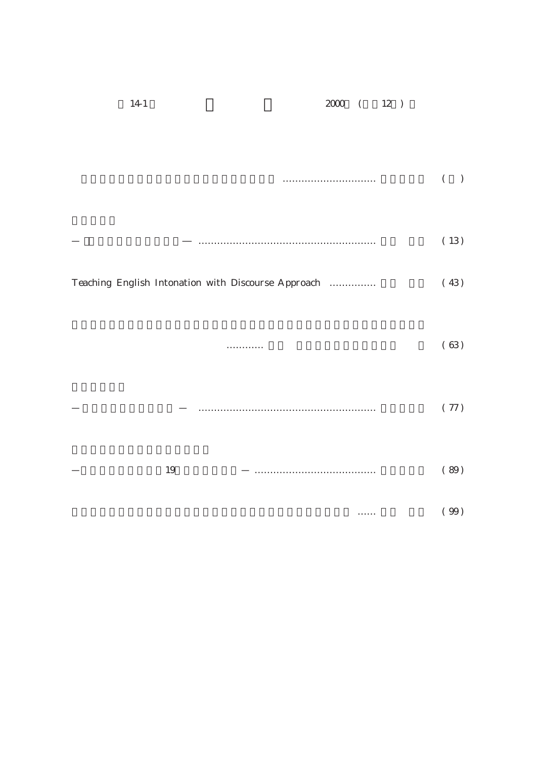14-1 2000 ( 12 )

............................. ( )

— — ......................................................... (13)

Teaching English Intonation with Discourse Approach ............... (43)

............ (63)

— — ......................................................... (77)

— 19 — ...................................... (89)

...... (99)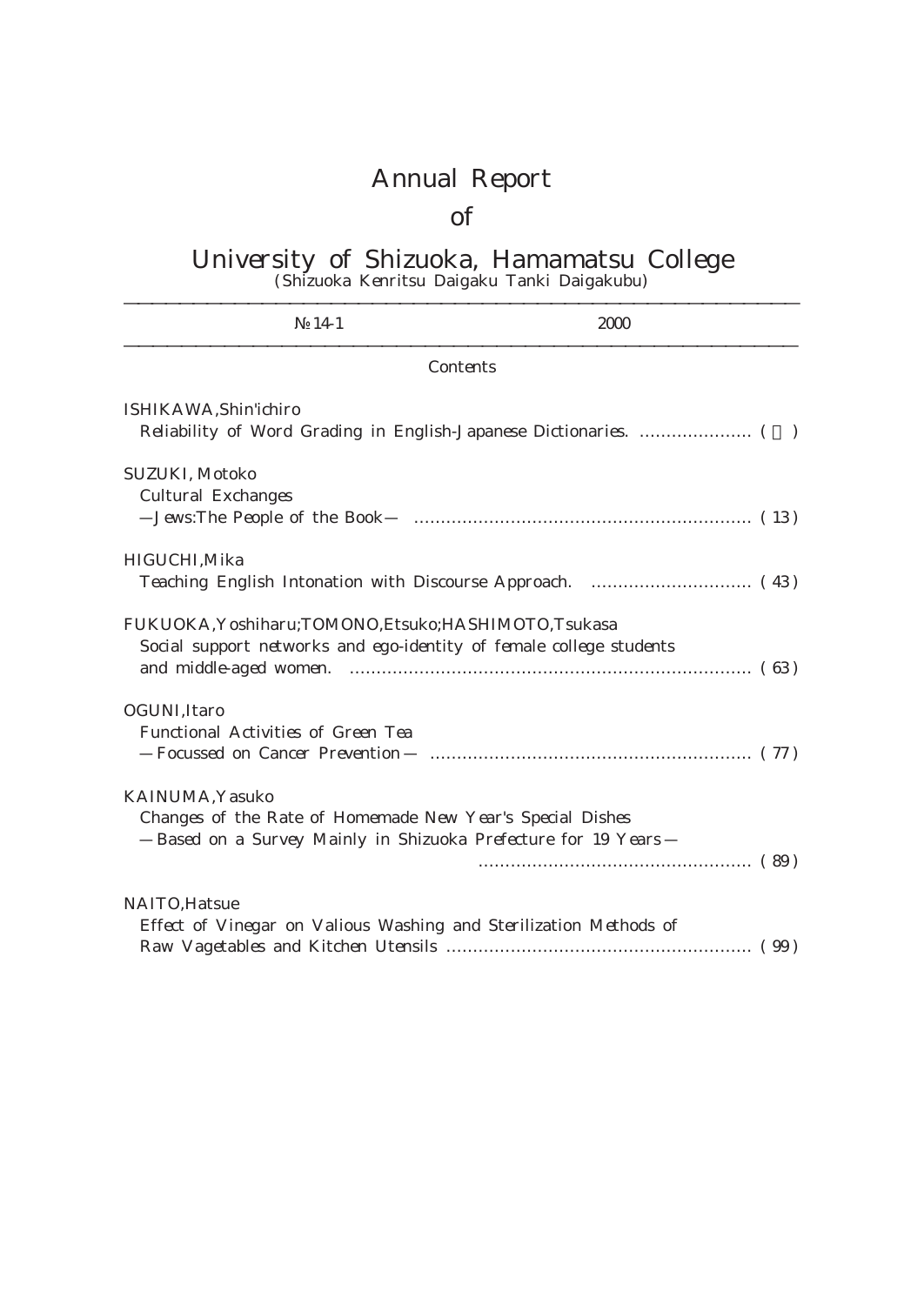# Annual Report

# of

# University of Shizuoka, Hamamatsu College

(Shizuoka Kenritsu Daigaku Tanki Daigakubu)

№14-1　　　　　　　　　　　　　　　　2000

## Contents

ISHIKAWA,Shin'ichiro
Reliability of Word Grading in English-Japanese Dictionaries. ..................... ( １ )

SUZUKI, Motoko
Cultural Exchanges
―Jews:The People of the Book― .............................................................. ( 13 )

HIGUCHI,Mika
Teaching English Intonation with Discourse Approach. .............................. ( 43 )

FUKUOKA,Yoshiharu;TOMONO,Etsuko;HASHIMOTO,Tsukasa
Social support networks and ego-identity of female college students
and middle-aged women. ........................................................................... ( 63 )

OGUNI,Itaro
Functional Activities of Green Tea
―Focussed on Cancer Prevention― ............................................................ ( 77 )

KAINUMA,Yasuko
Changes of the Rate of Homemade New Year's Special Dishes
―Based on a Survey Mainly in Shizuoka Prefecture for 19 Years―
.................................................. ( 89 )

NAITO,Hatsue
Effect of Vinegar on Valious Washing and Sterilization Methods of
Raw Vagetables and Kitchen Utensils ........................................................ ( 99 )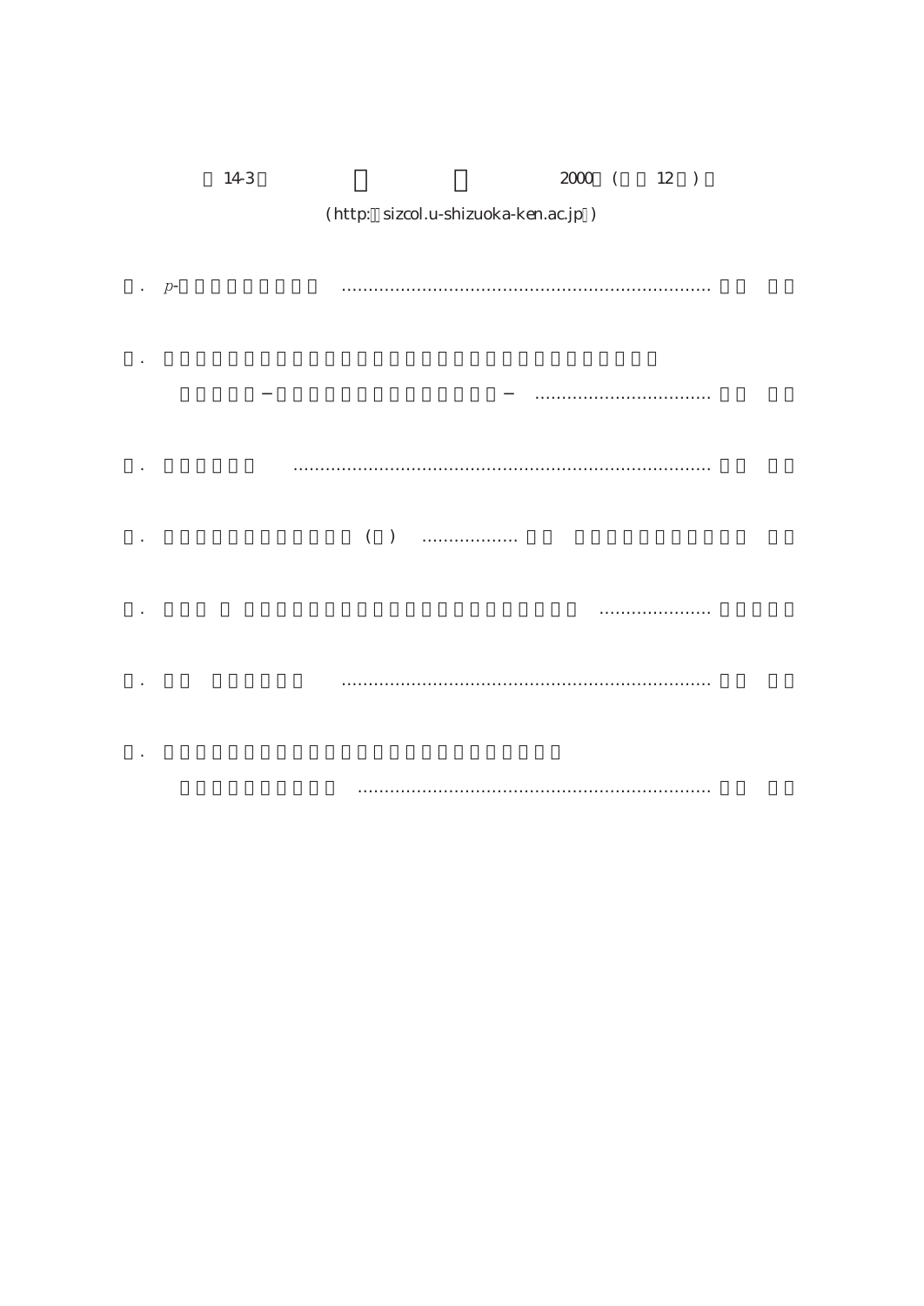□ 14-3 □　　□　　□　　2000 □ (□ □ 12 □ ) □

(http:□sizcol.u-shizuoka-ken.ac.jp□)

□. $p$-□□□□□□□□□ ...................................................................... □□ □□

□. □□□□□□□□□□□□□□□□□□□□□□□□□□□
　□□□□□ − □□□□□□□□□□□□□□□ − ................................. □□ □□

□. □□□□□□ .............................................................................. □□ □□

□. □□□□□□□□□□□□ (□) .................. □□ □□□□□□□□□□□ □□

□. □□□ □ □□□□□□□□□□□□□□□□□□□□ ..................... □□□□

□. □□ □□□□□□ ..................................................................... □□ □□

□. □□□□□□□□□□□□□□□□□□□□□□□
　□□□□□□□□□□ .................................................................. □□ □□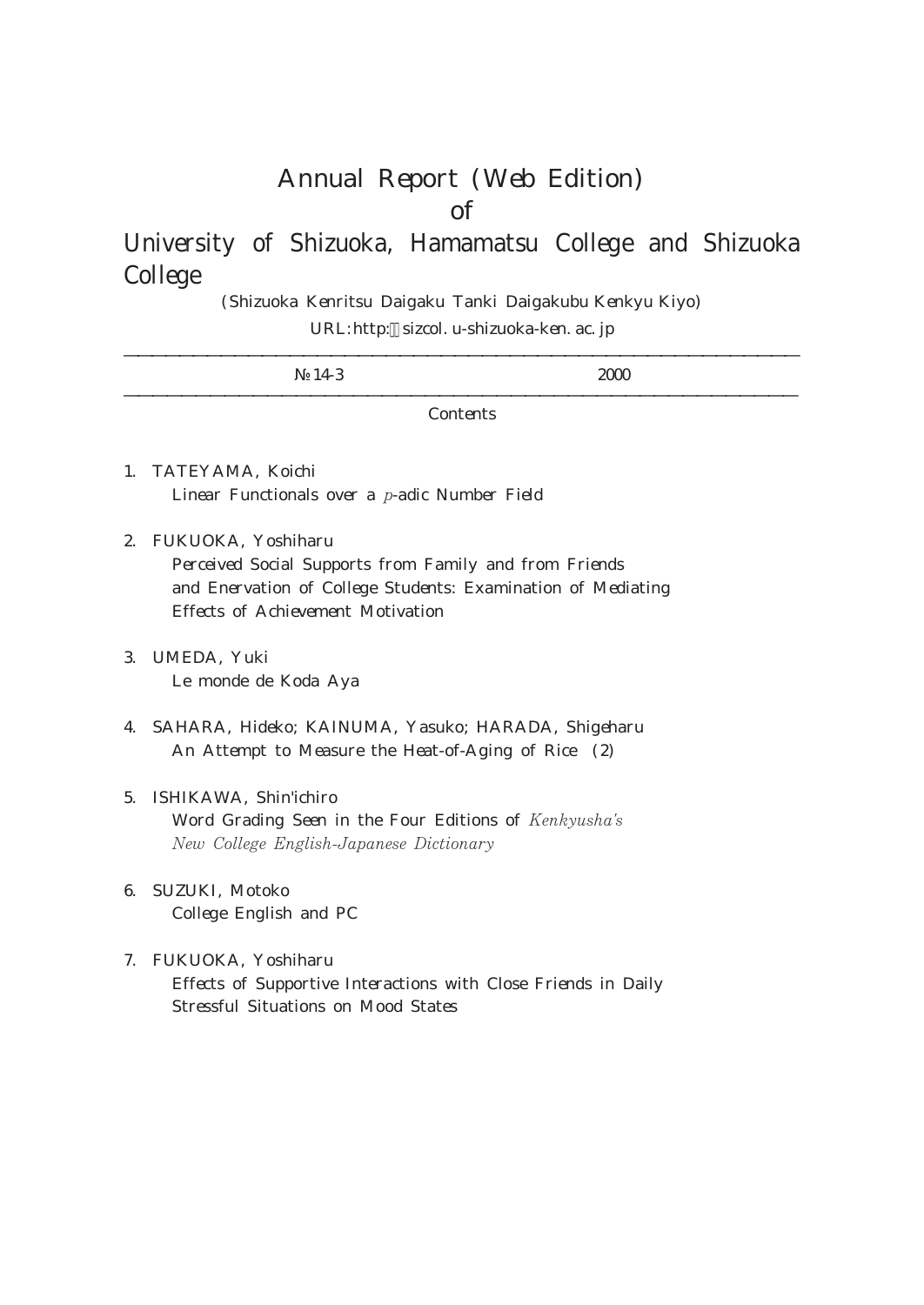# Annual Report (Web Edition) of University of Shizuoka, Hamamatsu College and Shizuoka College

(Shizuoka Kenritsu Daigaku Tanki Daigakubu Kenkyu Kiyo)

URL: http://sizcol.u-shizuoka-ken.ac.jp

---

| № 14-3 | 2000 |
|---|---|

---

## Contents

1. TATEYAMA, Koichi
   Linear Functionals over a $p$-adic Number Field

2. FUKUOKA, Yoshiharu
   Perceived Social Supports from Family and from Friends and Enervation of College Students: Examination of Mediating Effects of Achievement Motivation

3. UMEDA, Yuki
   Le monde de Koda Aya

4. SAHARA, Hideko; KAINUMA, Yasuko; HARADA, Shigeharu
   An Attempt to Measure the Heat-of-Aging of Rice (2)

5. ISHIKAWA, Shin'ichiro
   Word Grading Seen in the Four Editions of *Kenkyusha's New College English-Japanese Dictionary*

6. SUZUKI, Motoko
   College English and PC

7. FUKUOKA, Yoshiharu
   Effects of Supportive Interactions with Close Friends in Daily Stressful Situations on Mood States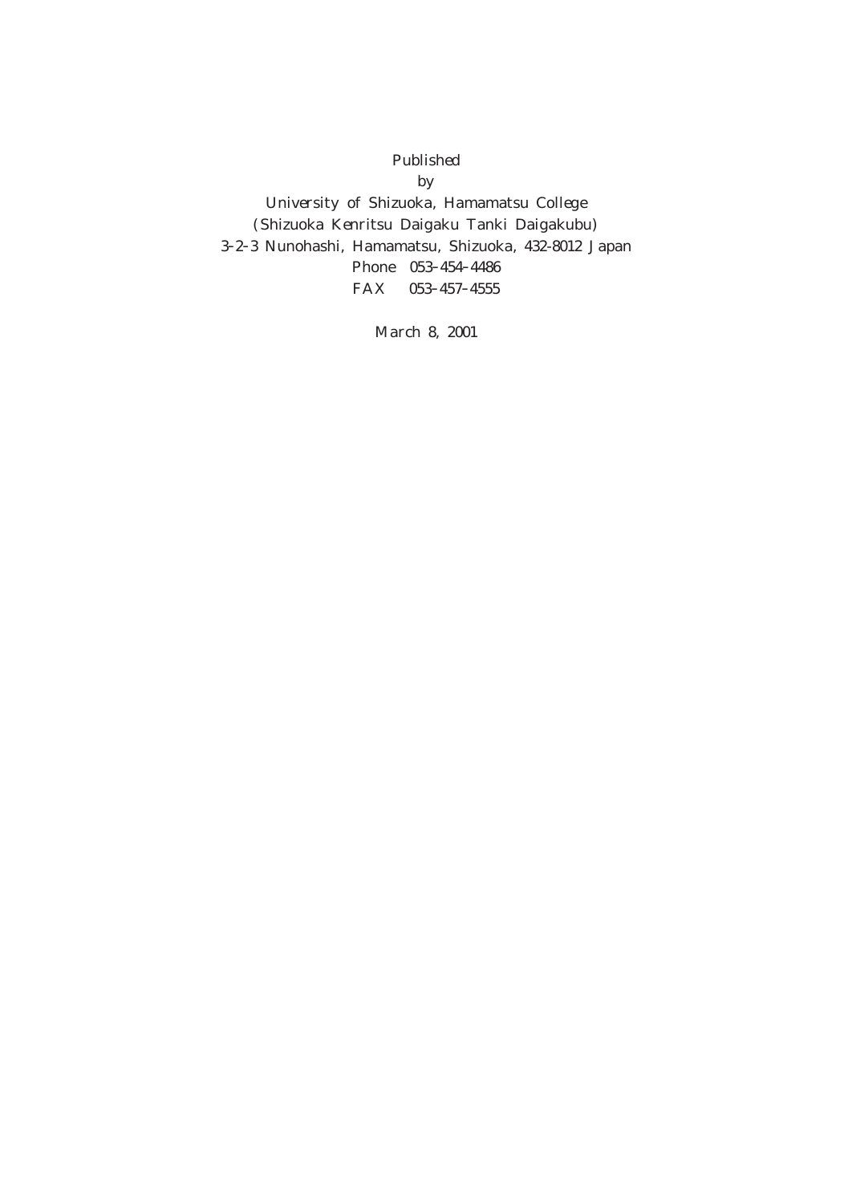Published

by

University of Shizuoka, Hamamatsu College

(Shizuoka Kenritsu Daigaku Tanki Daigakubu)

3-2-3 Nunohashi, Hamamatsu, Shizuoka, 432-8012 Japan

Phone 053-454-4486

FAX 053-457-4555

March 8, 2001